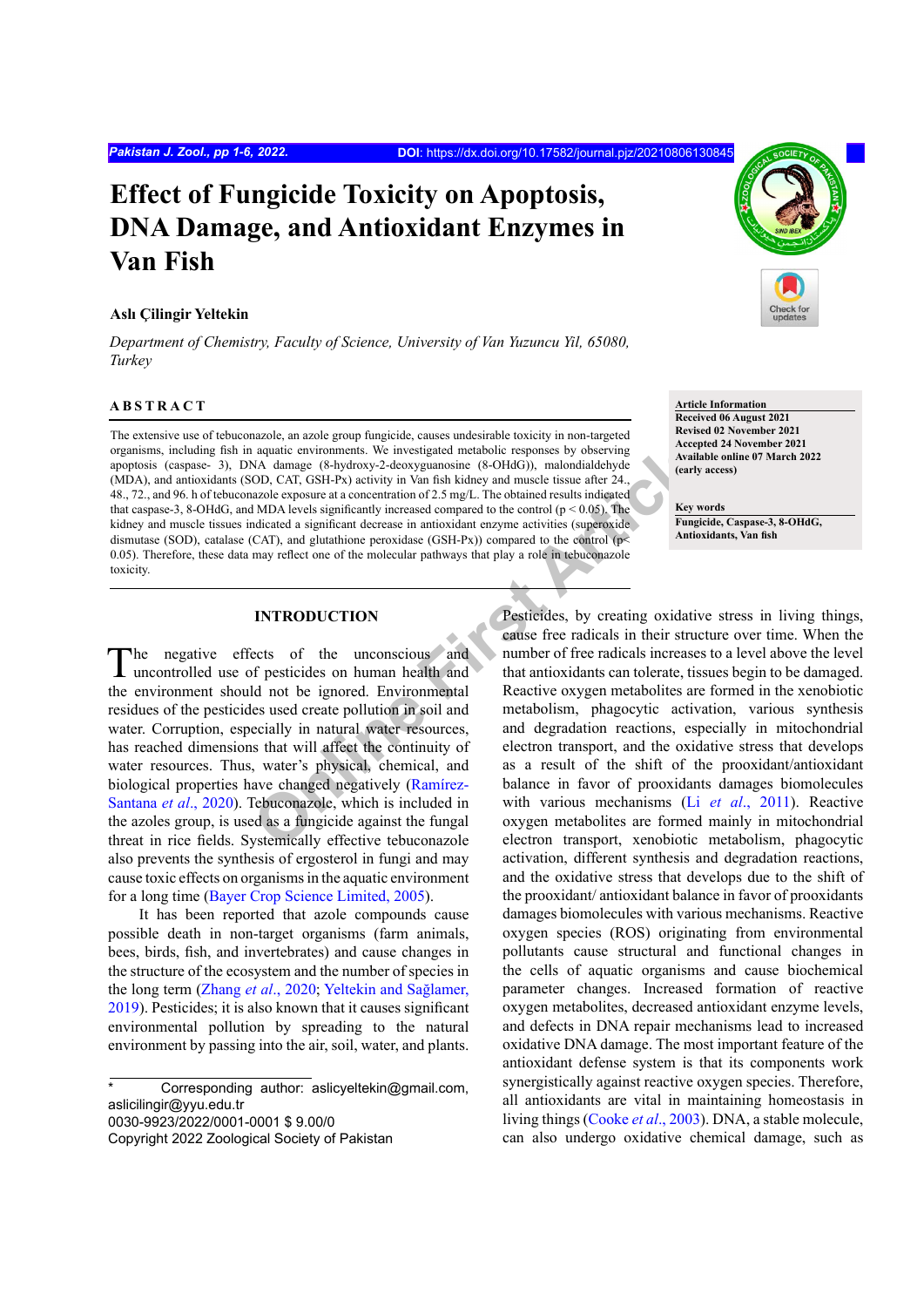# Effect of Fungicide Toxicity on Apoptosis, DNA Damage, and Antioxidant Enzymes in Van Fish

**Aslı Çilingir Yeltekin**

*Department of Chemistry, Faculty of Science, University of Van Yuzuncu Yil, 65080, Turkey*

**Article Information**
**Received 06 August 2021**
**Revised 02 November 2021**
**Accepted 24 November 2021**
**Available online 07 March 2022 (early access)**

**Key words**
**Fungicide, Caspase-3, 8-OHdG, Antioxidants, Van fish**

## ABSTRACT

The extensive use of tebuconazole, an azole group fungicide, causes undesirable toxicity in non-targeted organisms, including fish in aquatic environments. We investigated metabolic responses by observing apoptosis (caspase- 3), DNA damage (8-hydroxy-2-deoxyguanosine (8-OHdG)), malondialdehyde (MDA), and antioxidants (SOD, CAT, GSH-Px) activity in Van fish kidney and muscle tissue after 24., 48., 72., and 96. h of tebuconazole exposure at a concentration of 2.5 mg/L. The obtained results indicated that caspase-3, 8-OHdG, and MDA levels significantly increased compared to the control ($p < 0.05$). The kidney and muscle tissues indicated a significant decrease in antioxidant enzyme activities (superoxide dismutase (SOD), catalase (CAT), and glutathione peroxidase (GSH-Px)) compared to the control ($p < 0.05$). Therefore, these data may reflect one of the molecular pathways that play a role in tebuconazole toxicity.

## INTRODUCTION

The negative effects of the unconscious and uncontrolled use of pesticides on human health and the environment should not be ignored. Environmental residues of the pesticides used create pollution in soil and water. Corruption, especially in natural water resources, has reached dimensions that will affect the continuity of water resources. Thus, water's physical, chemical, and biological properties have changed negatively (Ramírez-Santana *et al*., 2020). Tebuconazole, which is included in the azoles group, is used as a fungicide against the fungal threat in rice fields. Systemically effective tebuconazole also prevents the synthesis of ergosterol in fungi and may cause toxic effects on organisms in the aquatic environment for a long time (Bayer Crop Science Limited, 2005).

It has been reported that azole compounds cause possible death in non-target organisms (farm animals, bees, birds, fish, and invertebrates) and cause changes in the structure of the ecosystem and the number of species in the long term (Zhang *et al*., 2020; Yeltekin and Sağlamer, 2019). Pesticides; it is also known that it causes significant environmental pollution by spreading to the natural environment by passing into the air, soil, water, and plants. Pesticides, by creating oxidative stress in living things, cause free radicals in their structure over time. When the number of free radicals increases to a level above the level that antioxidants can tolerate, tissues begin to be damaged. Reactive oxygen metabolites are formed in the xenobiotic metabolism, phagocytic activation, various synthesis and degradation reactions, especially in mitochondrial electron transport, and the oxidative stress that develops as a result of the shift of the prooxidant/antioxidant balance in favor of prooxidants damages biomolecules with various mechanisms (Li *et al*., 2011). Reactive oxygen metabolites are formed mainly in mitochondrial electron transport, xenobiotic metabolism, phagocytic activation, different synthesis and degradation reactions, and the oxidative stress that develops due to the shift of the prooxidant/ antioxidant balance in favor of prooxidants damages biomolecules with various mechanisms. Reactive oxygen species (ROS) originating from environmental pollutants cause structural and functional changes in the cells of aquatic organisms and cause biochemical parameter changes. Increased formation of reactive oxygen metabolites, decreased antioxidant enzyme levels, and defects in DNA repair mechanisms lead to increased oxidative DNA damage. The most important feature of the antioxidant defense system is that its components work synergistically against reactive oxygen species. Therefore, all antioxidants are vital in maintaining homeostasis in living things (Cooke *et al*., 2003). DNA, a stable molecule, can also undergo oxidative chemical damage, such as

\* Corresponding author: aslicyeltekin@gmail.com, aslicilingir@yyu.edu.tr
0030-9923/2022/0001-0001 $ 9.00/0
Copyright 2022 Zoological Society of Pakistan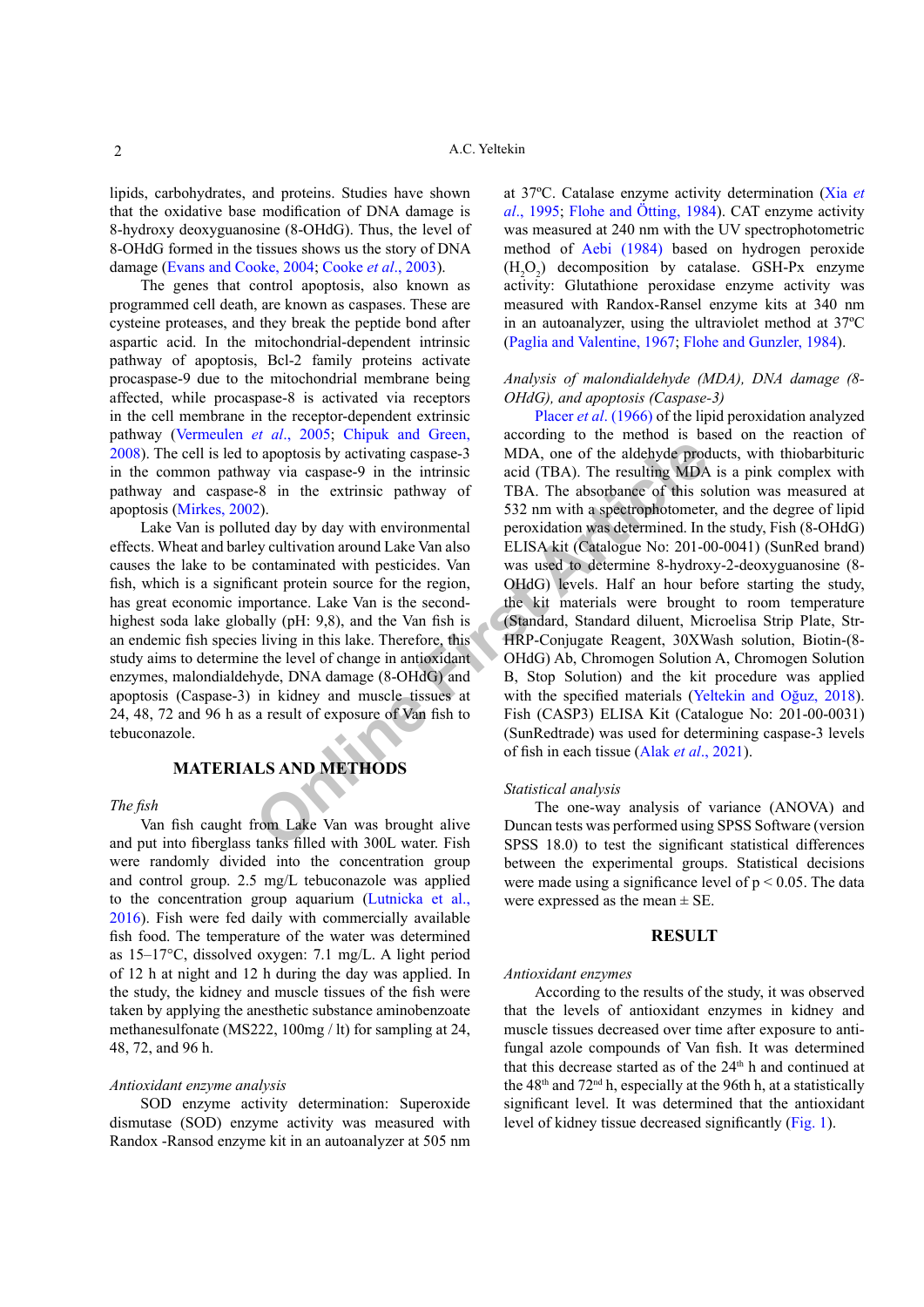lipids, carbohydrates, and proteins. Studies have shown that the oxidative base modification of DNA damage is 8-hydroxy deoxyguanosine (8-OHdG). Thus, the level of 8-OHdG formed in the tissues shows us the story of DNA damage (Evans and Cooke, 2004; Cooke *et al*., 2003).

The genes that control apoptosis, also known as programmed cell death, are known as caspases. These are cysteine proteases, and they break the peptide bond after aspartic acid. In the mitochondrial-dependent intrinsic pathway of apoptosis, Bcl-2 family proteins activate procaspase-9 due to the mitochondrial membrane being affected, while procaspase-8 is activated via receptors in the cell membrane in the receptor-dependent extrinsic pathway (Vermeulen *et al*., 2005; Chipuk and Green, 2008). The cell is led to apoptosis by activating caspase-3 in the common pathway via caspase-9 in the intrinsic pathway and caspase-8 in the extrinsic pathway of apoptosis (Mirkes, 2002).

Lake Van is polluted day by day with environmental effects. Wheat and barley cultivation around Lake Van also causes the lake to be contaminated with pesticides. Van fish, which is a significant protein source for the region, has great economic importance. Lake Van is the second-highest soda lake globally (pH: 9,8), and the Van fish is an endemic fish species living in this lake. Therefore, this study aims to determine the level of change in antioxidant enzymes, malondialdehyde, DNA damage (8-OHdG) and apoptosis (Caspase-3) in kidney and muscle tissues at 24, 48, 72 and 96 h as a result of exposure of Van fish to tebuconazole.

## MATERIALS AND METHODS

### *The fish*

Van fish caught from Lake Van was brought alive and put into fiberglass tanks filled with 300L water. Fish were randomly divided into the concentration group and control group. 2.5 mg/L tebuconazole was applied to the concentration group aquarium (Lutnicka et al., 2016). Fish were fed daily with commercially available fish food. The temperature of the water was determined as 15–17°C, dissolved oxygen: 7.1 mg/L. A light period of 12 h at night and 12 h during the day was applied. In the study, the kidney and muscle tissues of the fish were taken by applying the anesthetic substance aminobenzoate methanesulfonate (MS222, 100mg / lt) for sampling at 24, 48, 72, and 96 h.

### *Antioxidant enzyme analysis*

SOD enzyme activity determination: Superoxide dismutase (SOD) enzyme activity was measured with Randox -Ransod enzyme kit in an autoanalyzer at 505 nm at 37ºC. Catalase enzyme activity determination (Xia *et al*., 1995; Flohe and Ötting, 1984). CAT enzyme activity was measured at 240 nm with the UV spectrophotometric method of Aebi (1984) based on hydrogen peroxide ($H_2O_2$) decomposition by catalase. GSH-Px enzyme activity: Glutathione peroxidase enzyme activity was measured with Randox-Ransel enzyme kits at 340 nm in an autoanalyzer, using the ultraviolet method at 37ºC (Paglia and Valentine, 1967; Flohe and Gunzler, 1984).

### *Analysis of malondialdehyde (MDA), DNA damage (8-OHdG), and apoptosis (Caspase-3)*

Placer *et al*. (1966) of the lipid peroxidation analyzed according to the method is based on the reaction of MDA, one of the aldehyde products, with thiobarbituric acid (TBA). The resulting MDA is a pink complex with TBA. The absorbance of this solution was measured at 532 nm with a spectrophotometer, and the degree of lipid peroxidation was determined. In the study, Fish (8-OHdG) ELISA kit (Catalogue No: 201-00-0041) (SunRed brand) was used to determine 8-hydroxy-2-deoxyguanosine (8-OHdG) levels. Half an hour before starting the study, the kit materials were brought to room temperature (Standard, Standard diluent, Microelisa Strip Plate, Str-HRP-Conjugate Reagent, 30XWash solution, Biotin-(8-OHdG) Ab, Chromogen Solution A, Chromogen Solution B, Stop Solution) and the kit procedure was applied with the specified materials (Yeltekin and Oğuz, 2018). Fish (CASP3) ELISA Kit (Catalogue No: 201-00-0031) (SunRedtrade) was used for determining caspase-3 levels of fish in each tissue (Alak *et al*., 2021).

### *Statistical analysis*

The one-way analysis of variance (ANOVA) and Duncan tests was performed using SPSS Software (version SPSS 18.0) to test the significant statistical differences between the experimental groups. Statistical decisions were made using a significance level of $p < 0.05$. The data were expressed as the mean ± SE.

## RESULT

### *Antioxidant enzymes*

According to the results of the study, it was observed that the levels of antioxidant enzymes in kidney and muscle tissues decreased over time after exposure to anti-fungal azole compounds of Van fish. It was determined that this decrease started as of the 24th h and continued at the 48th and 72nd h, especially at the 96th h, at a statistically significant level. It was determined that the antioxidant level of kidney tissue decreased significantly (Fig. 1).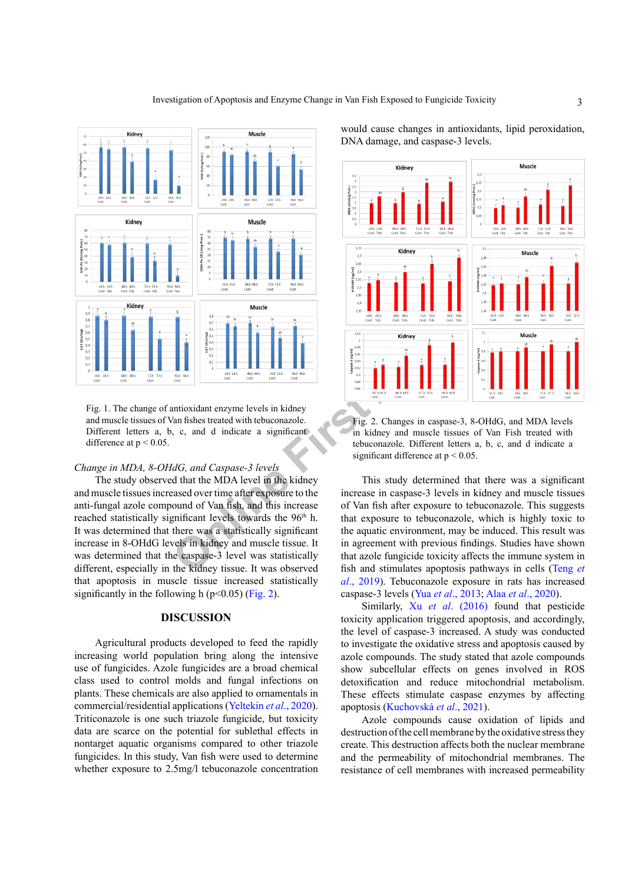Fig. 1. The change of antioxidant enzyme levels in kidney and muscle tissues of Van fishes treated with tebuconazole. Different letters a, b, c, and d indicate a significant difference at p < 0.05.

### *Change in MDA, 8-OHdG, and Caspase-3 levels*

The study observed that the MDA level in the kidney and muscle tissues increased over time after exposure to the anti-fungal azole compound of Van fish, and this increase reached statistically significant levels towards the 96[th] h. It was determined that there was a statistically significant increase in 8-OHdG levels in kidney and muscle tissue. It was determined that the caspase-3 level was statistically different, especially in the kidney tissue. It was observed that apoptosis in muscle tissue increased statistically significantly in the following h (p<0.05) (Fig. 2).

## DISCUSSION

Agricultural products developed to feed the rapidly increasing world population bring along the intensive use of fungicides. Azole fungicides are a broad chemical class used to control molds and fungal infections on plants. These chemicals are also applied to ornamentals in commercial/residential applications (Yeltekin *et al*., 2020). Triticonazole is one such triazole fungicide, but toxicity data are scarce on the potential for sublethal effects in nontarget aquatic organisms compared to other triazole fungicides. In this study, Van fish were used to determine whether exposure to 2.5mg/l tebuconazole concentration would cause changes in antioxidants, lipid peroxidation, DNA damage, and caspase-3 levels.

Fig. 2. Changes in caspase-3, 8-OHdG, and MDA levels in kidney and muscle tissues of Van Fish treated with tebuconazole. Different letters a, b, c, and d indicate a significant difference at p < 0.05.

This study determined that there was a significant increase in caspase-3 levels in kidney and muscle tissues of Van fish after exposure to tebuconazole. This suggests that exposure to tebuconazole, which is highly toxic to the aquatic environment, may be induced. This result was in agreement with previous findings. Studies have shown that azole fungicide toxicity affects the immune system in fish and stimulates apoptosis pathways in cells (Teng *et al*., 2019). Tebuconazole exposure in rats has increased caspase-3 levels (Yua *et al*., 2013; Alaa *et al*., 2020).

Similarly, Xu *et al*. (2016) found that pesticide toxicity application triggered apoptosis, and accordingly, the level of caspase-3 increased. A study was conducted to investigate the oxidative stress and apoptosis caused by azole compounds. The study stated that azole compounds show subcellular effects on genes involved in ROS detoxification and reduce mitochondrial metabolism. These effects stimulate caspase enzymes by affecting apoptosis (Kuchovská *et al*., 2021).

Azole compounds cause oxidation of lipids and destruction of the cell membrane by the oxidative stress they create. This destruction affects both the nuclear membrane and the permeability of mitochondrial membranes. The resistance of cell membranes with increased permeability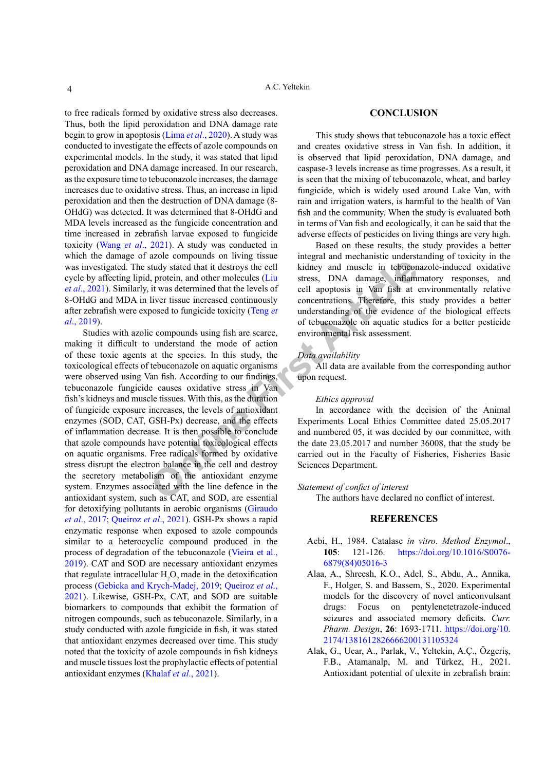to free radicals formed by oxidative stress also decreases. Thus, both the lipid peroxidation and DNA damage rate begin to grow in apoptosis (Lima *et al*., 2020). A study was conducted to investigate the effects of azole compounds on experimental models. In the study, it was stated that lipid peroxidation and DNA damage increased. In our research, as the exposure time to tebuconazole increases, the damage increases due to oxidative stress. Thus, an increase in lipid peroxidation and then the destruction of DNA damage (8-OHdG) was detected. It was determined that 8-OHdG and MDA levels increased as the fungicide concentration and time increased in zebrafish larvae exposed to fungicide toxicity (Wang *et al*., 2021). A study was conducted in which the damage of azole compounds on living tissue was investigated. The study stated that it destroys the cell cycle by affecting lipid, protein, and other molecules (Liu *et al*., 2021). Similarly, it was determined that the levels of 8-OHdG and MDA in liver tissue increased continuously after zebrafish were exposed to fungicide toxicity (Teng *et al*., 2019).

Studies with azolic compounds using fish are scarce, making it difficult to understand the mode of action of these toxic agents at the species. In this study, the toxicological effects of tebuconazole on aquatic organisms were observed using Van fish. According to our findings, tebuconazole fungicide causes oxidative stress in Van fish's kidneys and muscle tissues. With this, as the duration of fungicide exposure increases, the levels of antioxidant enzymes (SOD, CAT, GSH-Px) decrease, and the effects of inflammation decrease. It is then possible to conclude that azole compounds have potential toxicological effects on aquatic organisms. Free radicals formed by oxidative stress disrupt the electron balance in the cell and destroy the secretory metabolism of the antioxidant enzyme system. Enzymes associated with the line defence in the antioxidant system, such as CAT, and SOD, are essential for detoxifying pollutants in aerobic organisms (Giraudo *et al*., 2017; Queiroz *et al*., 2021). GSH-Px shows a rapid enzymatic response when exposed to azole compounds similar to a heterocyclic compound produced in the process of degradation of the tebuconazole (Vieira et al., 2019). CAT and SOD are necessary antioxidant enzymes that regulate intracellular $H_2O_2$ made in the detoxification process (Gebicka and Krych-Madej, 2019; Queiroz *et al*., 2021). Likewise, GSH-Px, CAT, and SOD are suitable biomarkers to compounds that exhibit the formation of nitrogen compounds, such as tebuconazole. Similarly, in a study conducted with azole fungicide in fish, it was stated that antioxidant enzymes decreased over time. This study noted that the toxicity of azole compounds in fish kidneys and muscle tissues lost the prophylactic effects of potential antioxidant enzymes (Khalaf *et al*., 2021).

## CONCLUSION

This study shows that tebuconazole has a toxic effect and creates oxidative stress in Van fish. In addition, it is observed that lipid peroxidation, DNA damage, and caspase-3 levels increase as time progresses. As a result, it is seen that the mixing of tebuconazole, wheat, and barley fungicide, which is widely used around Lake Van, with rain and irrigation waters, is harmful to the health of Van fish and the community. When the study is evaluated both in terms of Van fish and ecologically, it can be said that the adverse effects of pesticides on living things are very high.

Based on these results, the study provides a better integral and mechanistic understanding of toxicity in the kidney and muscle in tebuconazole-induced oxidative stress, DNA damage, inflammatory responses, and cell apoptosis in Van fish at environmentally relative concentrations. Therefore, this study provides a better understanding of the evidence of the biological effects of tebuconazole on aquatic studies for a better pesticide environmental risk assessment.

*Data availability*

All data are available from the corresponding author upon request.

*Ethics approval*

In accordance with the decision of the Animal Experiments Local Ethics Committee dated 25.05.2017 and numbered 05, it was decided by our committee, with the date 23.05.2017 and number 36008, that the study be carried out in the Faculty of Fisheries, Fisheries Basic Sciences Department.

*Statement of conflict of interest*

The authors have declared no conflict of interest.

## REFERENCES

Aebi, H., 1984. Catalase *in vitro*. *Method Enzymol*., **105**: 121-126. https://doi.org/10.1016/S0076-6879(84)05016-3

Alaa, A., Shreesh, K.O., Adel, S., Abdu, A., Annika, F., Holger, S. and Bassem, S., 2020. Experimental models for the discovery of novel anticonvulsant drugs: Focus on pentylenetetrazole-induced seizures and associated memory deficits. *Curr. Pharm. Design*, **26**: 1693-1711. https://doi.org/10.2174/1381612826666200131105324

Alak, G., Ucar, A., Parlak, V., Yeltekin, A.Ç., Özgeriş, F.B., Atamanalp, M. and Türkez, H., 2021. Antioxidant potential of ulexite in zebrafish brain: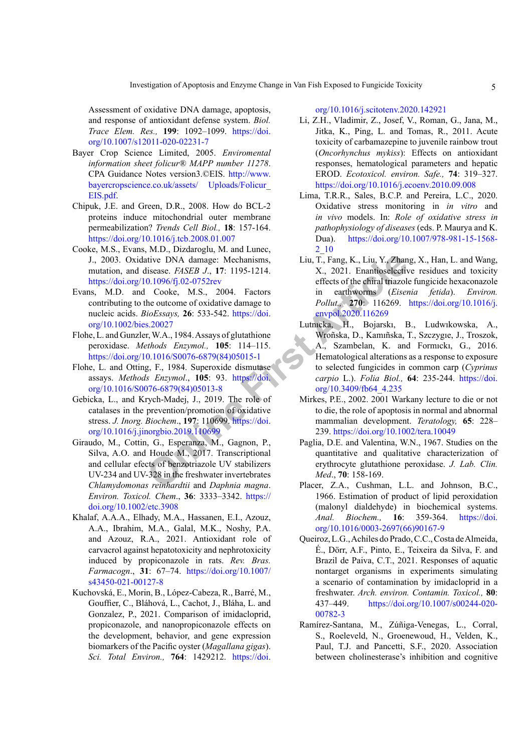Assessment of oxidative DNA damage, apoptosis, and response of antioxidant defense system. *Biol. Trace Elem. Res.,* **199**: 1092–1099. https://doi.org/10.1007/s12011-020-02231-7

Bayer Crop Science Limited, 2005. *Enviromental information sheet folicur® MAPP number 11278*. CPA Guidance Notes version3.©EIS. http://www.bayercropscience.co.uk/assets/ Uploads/Folicur_EIS.pdf.

Chipuk, J.E. and Green, D.R., 2008. How do BCL-2 proteins induce mitochondrial outer membrane permeabilization? *Trends Cell Biol.,* **18**: 157-164. https://doi.org/10.1016/j.tcb.2008.01.007

Cooke, M.S., Evans, M.D., Dizdaroglu, M. and Lunec, J., 2003. Oxidative DNA damage: Mechanisms, mutation, and disease. *FASEB J*., **17**: 1195-1214. https://doi.org/10.1096/fj.02-0752rev

Evans, M.D. and Cooke, M.S., 2004. Factors contributing to the outcome of oxidative damage to nucleic acids. *BioEssays,* **26**: 533-542. https://doi.org/10.1002/bies.20027

Flohe, L. and Gunzler, W.A., 1984. Assays of glutathione peroxidase. *Methods Enzymol.,* **105**: 114–115. https://doi.org/10.1016/S0076-6879(84)05015-1

Flohe, L. and Otting, F., 1984. Superoxide dismutase assays. *Methods Enzymol*., **105**: 93. https://doi.org/10.1016/S0076-6879(84)05013-8

Gebicka, L., and Krych-Madej, J., 2019. The role of catalases in the prevention/promotion of oxidative stress. *J. Inorg. Biochem*., **197**: 110699. https://doi.org/10.1016/j.jinorgbio.2019.110699

Giraudo, M., Cottin, G., Esperanza, M., Gagnon, P., Silva, A.O. and Houde M., 2017. Transcriptional and cellular effects of benzotriazole UV stabilizers UV-234 and UV-328 in the freshwater invertebrates *Chlamydomonas reinhardtii* and *Daphnia magna*. *Environ. Toxicol. Chem*., **36**: 3333–3342. https://doi.org/10.1002/etc.3908

Khalaf, A.A.A., Elhady, M.A., Hassanen, E.I., Azouz, A.A., Ibrahim, M.A., Galal, M.K., Noshy, P.A. and Azouz, R.A., 2021. Antioxidant role of carvacrol against hepatotoxicity and nephrotoxicity induced by propiconazole in rats. *Rev. Bras. Farmacogn*., **31**: 67–74. https://doi.org/10.1007/s43450-021-00127-8

Kuchovská, E., Morin, B., López-Cabeza, R., Barré, M., Gouffier, C., Bláhová, L., Cachot, J., Bláha, L. and Gonzalez, P., 2021. Comparison of imidacloprid, propiconazole, and nanopropiconazole effects on the development, behavior, and gene expression biomarkers of the Pacific oyster (*Magallana gigas*). *Sci. Total Environ.,* **764**: 1429212. https://doi.org/10.1016/j.scitotenv.2020.142921

Li, Z.H., Vladimir, Z., Josef, V., Roman, G., Jana, M., Jitka, K., Ping, L. and Tomas, R., 2011. Acute toxicity of carbamazepine to juvenile rainbow trout (*Oncorhynchus mykiss*): Effects on antioxidant responses, hematological parameters and hepatic EROD. *Ecotoxicol. environ. Safe.,* **74**: 319–327. https://doi.org/10.1016/j.ecoenv.2010.09.008

Lima, T.R.R., Sales, B.C.P. and Pereira, L.C., 2020. Oxidative stress monitoring in *in vitro* and *in vivo* models. In: *Role of oxidative stress in pathophysiology of diseases* (eds. P. Maurya and K. Dua). https://doi.org/10.1007/978-981-15-1568-2_10

Liu, T., Fang, K., Liu, Y., Zhang, X., Han, L. and Wang, X., 2021. Enantioselective residues and toxicity effects of the chiral triazole fungicide hexaconazole in earthworms (*Eisenia fetida*). *Environ. Pollut.,* **270**: 116269. https://doi.org/10.1016/j.envpol.2020.116269

Lutnıcka, H., Bojarskı, B., Ludwıkowska, A., Wroñska, D., Kamıñska, T., Szczygıe, J., Troszok, A., Szambelan, K. and Formıckı, G., 2016. Hematological alterations as a response to exposure to selected fungicides in common carp (*Cyprinus carpio* L.). *Folia Biol.,* **64**: 235-244. https://doi.org/10.3409/fb64_4.235

Mirkes, P.E., 2002. 2001 Warkany lecture to die or not to die, the role of apoptosis in normal and abnormal mammalian development. *Teratology,* **65**: 228–239. https://doi.org/10.1002/tera.10049

Paglia, D.E. and Valentina, W.N., 1967. Studies on the quantitative and qualitative characterization of erythrocyte glutathione peroxidase. *J. Lab. Clin. Med*., **70**: 158-169.

Placer, Z.A., Cushman, L.L. and Johnson, B.C., 1966. Estimation of product of lipid peroxidation (malonyl dialdehyde) in biochemical systems. *Anal. Biochem.,* **16**: 359-364. https://doi.org/10.1016/0003-2697(66)90167-9

Queiroz, L.G., Achiles do Prado, C.C., Costa de Almeida, É., Dörr, A.F., Pinto, E., Teixeira da Silva, F. and Brazil de Paiva, C.T., 2021. Responses of aquatic nontarget organisms in experiments simulating a scenario of contamination by imidacloprid in a freshwater. *Arch. environ. Contamin. Toxicol.,* **80**: 437–449. https://doi.org/10.1007/s00244-020-00782-3

Ramírez-Santana, M., Zúñiga-Venegas, L., Corral, S., Roeleveld, N., Groenewoud, H., Velden, K., Paul, T.J. and Pancetti, S.F., 2020. Association between cholinesterase's inhibition and cognitive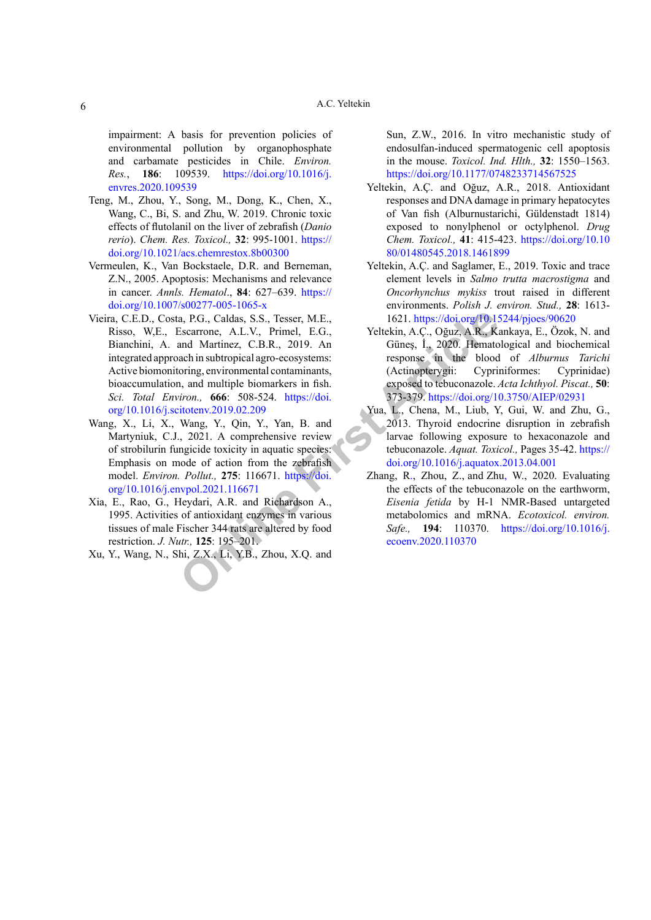impairment: A basis for prevention policies of environmental pollution by organophosphate and carbamate pesticides in Chile. *Environ. Res.*, **186**: 109539. https://doi.org/10.1016/j.envres.2020.109539

Teng, M., Zhou, Y., Song, M., Dong, K., Chen, X., Wang, C., Bi, S. and Zhu, W. 2019. Chronic toxic effects of flutolanil on the liver of zebrafish (*Danio rerio*). *Chem. Res. Toxicol.*, **32**: 995-1001. https://doi.org/10.1021/acs.chemrestox.8b00300

Vermeulen, K., Van Bockstaele, D.R. and Berneman, Z.N., 2005. Apoptosis: Mechanisms and relevance in cancer. *Annls. Hematol.*, **84**: 627–639. https://doi.org/10.1007/s00277-005-1065-x

Vieira, C.E.D., Costa, P.G., Caldas, S.S., Tesser, M.E., Risso, W,E., Escarrone, A.L.V., Primel, E.G., Bianchini, A. and Martinez, C.B.R., 2019. An integrated approach in subtropical agro-ecosystems: Active biomonitoring, environmental contaminants, bioaccumulation, and multiple biomarkers in fish. *Sci. Total Environ.*, **666**: 508-524. https://doi.org/10.1016/j.scitotenv.2019.02.209

Wang, X., Li, X., Wang, Y., Qin, Y., Yan, B. and Martyniuk, C.J., 2021. A comprehensive review of strobilurin fungicide toxicity in aquatic species: Emphasis on mode of action from the zebrafish model. *Environ. Pollut.*, **275**: 116671. https://doi.org/10.1016/j.envpol.2021.116671

Xia, E., Rao, G., Heydari, A.R. and Richardson A., 1995. Activities of antioxidant enzymes in various tissues of male Fischer 344 rats are altered by food restriction. *J. Nutr.*, **125**: 195–201.

Xu, Y., Wang, N., Shi, Z.X., Li, Y.B., Zhou, X.Q. and Sun, Z.W., 2016. In vitro mechanistic study of endosulfan-induced spermatogenic cell apoptosis in the mouse. *Toxicol. Ind. Hlth.*, **32**: 1550–1563. https://doi.org/10.1177/0748233714567525

Yeltekin, A.Ç. and Oğuz, A.R., 2018. Antioxidant responses and DNA damage in primary hepatocytes of Van fish (Alburnustarichi, Güldenstadt 1814) exposed to nonylphenol or octylphenol. *Drug Chem. Toxicol.*, **41**: 415-423. https://doi.org/10.1080/01480545.2018.1461899

Yeltekin, A.Ç. and Saglamer, E., 2019. Toxic and trace element levels in *Salmo trutta macrostigma* and *Oncorhynchus mykiss* trout raised in different environments. *Polish J. environ. Stud.*, **28**: 1613-1621. https://doi.org/10.15244/pjoes/90620

Yeltekin, A.Ç., Oğuz, A.R., Kankaya, E., Özok, N. and Güneş, İ., 2020. Hematological and biochemical response in the blood of *Alburnus Tarichi* (Actinopterygii: Cypriniformes: Cyprinidae) exposed to tebuconazole. *Acta Ichthyol. Piscat.*, **50**: 373-379. https://doi.org/10.3750/AIEP/02931

Yua, L., Chena, M., Liub, Y, Gui, W. and Zhu, G., 2013. Thyroid endocrine disruption in zebrafish larvae following exposure to hexaconazole and tebuconazole. *Aquat. Toxicol.*, Pages 35-42. https://doi.org/10.1016/j.aquatox.2013.04.001

Zhang, R., Zhou, Z., and Zhu, W., 2020. Evaluating the effects of the tebuconazole on the earthworm, *Eisenia fetida* by H-1 NMR-Based untargeted metabolomics and mRNA. *Ecotoxicol. environ. Safe.*, **194**: 110370. https://doi.org/10.1016/j.ecoenv.2020.110370